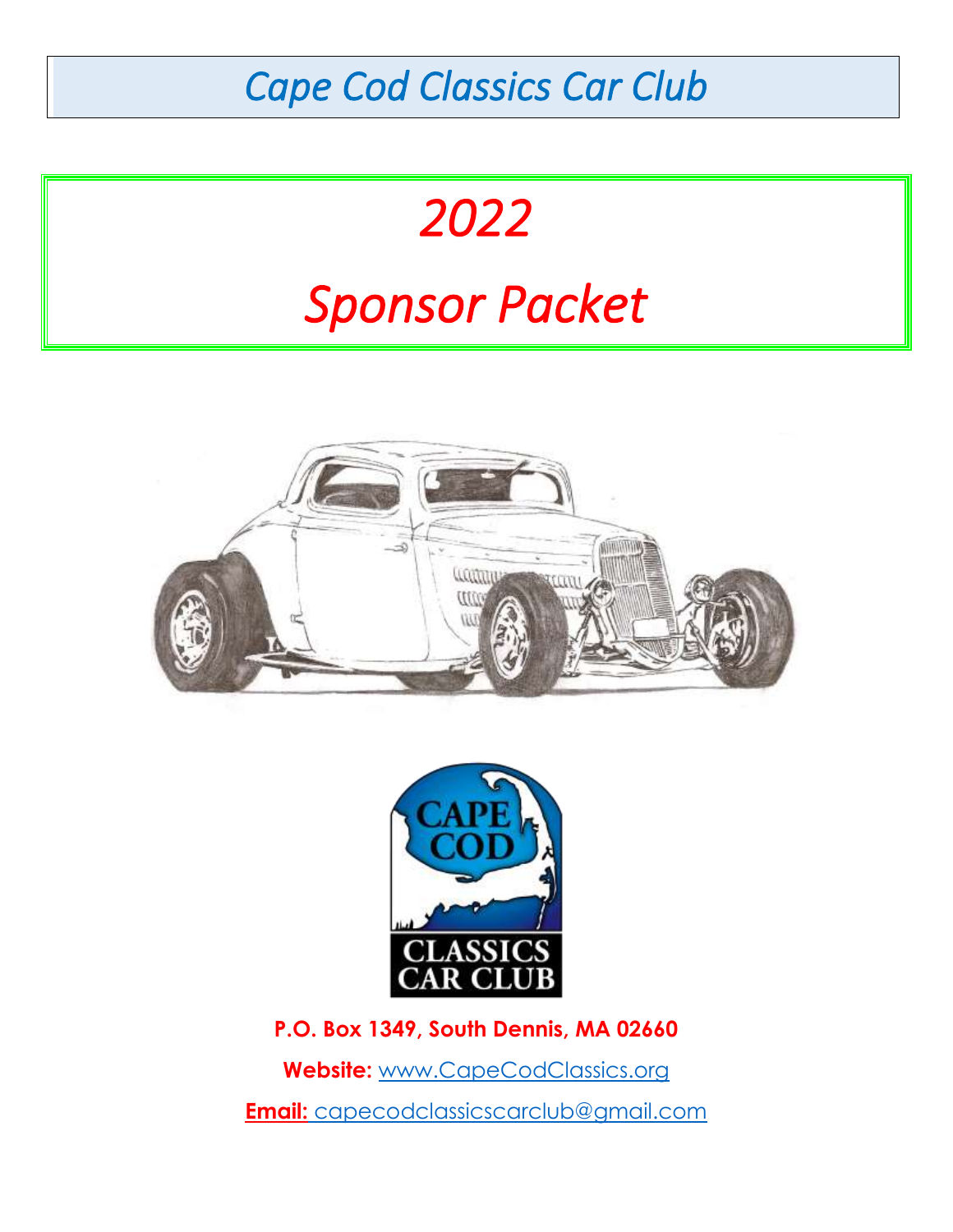# *Cape Cod Classics Car Club*

# *2022*

# *Sponsor Packet*

**P.O. Box 1349, South Dennis, MA 02660**

**Website:** www.CapeCodClassics.org

**Email:** capecodclassicscarclub@gmail.com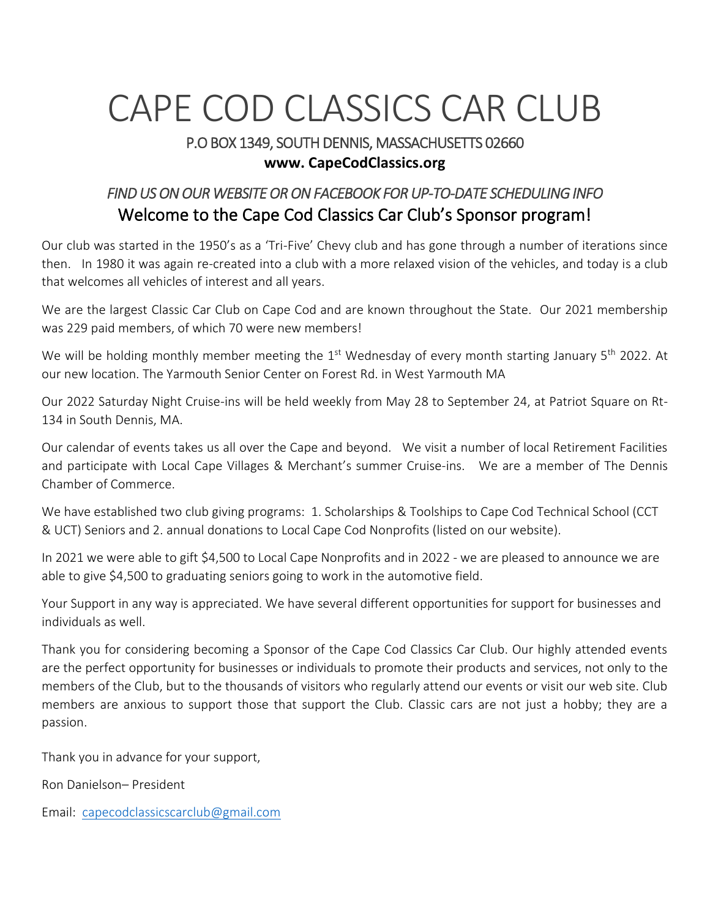# CAPE COD CLASSICS CAR CLUB

P.O BOX 1349, SOUTH DENNIS, MASSACHUSETTS 02660

**www. CapeCodClassics.org**

*FIND US ON OUR WEBSITE OR ON FACEBOOK FOR UP-TO-DATE SCHEDULING INFO*

## Welcome to the Cape Cod Classics Car Club's Sponsor program!

Our club was started in the 1950's as a 'Tri-Five' Chevy club and has gone through a number of iterations since then. In 1980 it was again re-created into a club with a more relaxed vision of the vehicles, and today is a club that welcomes all vehicles of interest and all years.

We are the largest Classic Car Club on Cape Cod and are known throughout the State. Our 2021 membership was 229 paid members, of which 70 were new members!

We will be holding monthly member meeting the 1st Wednesday of every month starting January 5th 2022. At our new location. The Yarmouth Senior Center on Forest Rd. in West Yarmouth MA

Our 2022 Saturday Night Cruise-ins will be held weekly from May 28 to September 24, at Patriot Square on Rt-134 in South Dennis, MA.

Our calendar of events takes us all over the Cape and beyond. We visit a number of local Retirement Facilities and participate with Local Cape Villages & Merchant's summer Cruise-ins. We are a member of The Dennis Chamber of Commerce.

We have established two club giving programs: 1. Scholarships & Toolships to Cape Cod Technical School (CCT & UCT) Seniors and 2. annual donations to Local Cape Cod Nonprofits (listed on our website).

In 2021 we were able to gift $4,500 to Local Cape Nonprofits and in 2022 - we are pleased to announce we are able to give $4,500 to graduating seniors going to work in the automotive field.

Your Support in any way is appreciated. We have several different opportunities for support for businesses and individuals as well.

Thank you for considering becoming a Sponsor of the Cape Cod Classics Car Club. Our highly attended events are the perfect opportunity for businesses or individuals to promote their products and services, not only to the members of the Club, but to the thousands of visitors who regularly attend our events or visit our web site. Club members are anxious to support those that support the Club. Classic cars are not just a hobby; they are a passion.

Thank you in advance for your support,

Ron Danielson– President

Email: capecodclassicscarclub@gmail.com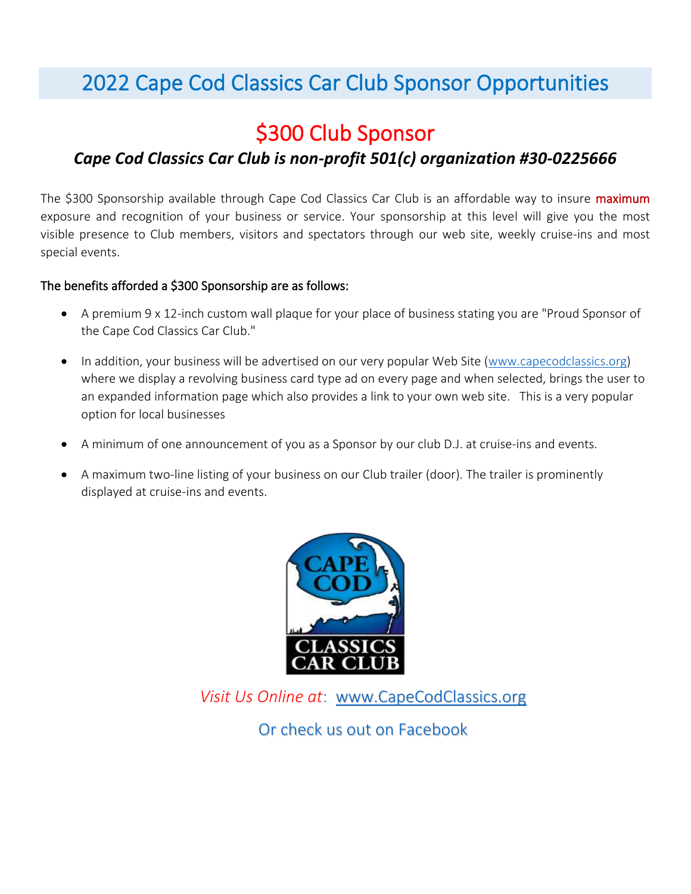# 2022 Cape Cod Classics Car Club Sponsor Opportunities

## $300 Club Sponsor

### *Cape Cod Classics Car Club is non-profit 501(c) organization #30-0225666*

The $300 Sponsorship available through Cape Cod Classics Car Club is an affordable way to insure maximum exposure and recognition of your business or service. Your sponsorship at this level will give you the most visible presence to Club members, visitors and spectators through our web site, weekly cruise-ins and most special events.

**The benefits afforded a $300 Sponsorship are as follows:**

- A premium 9 x 12-inch custom wall plaque for your place of business stating you are "Proud Sponsor of the Cape Cod Classics Car Club."
- In addition, your business will be advertised on our very popular Web Site (www.capecodclassics.org) where we display a revolving business card type ad on every page and when selected, brings the user to an expanded information page which also provides a link to your own web site. This is a very popular option for local businesses
- A minimum of one announcement of you as a Sponsor by our club D.J. at cruise-ins and events.
- A maximum two-line listing of your business on our Club trailer (door). The trailer is prominently displayed at cruise-ins and events.

CAPE COD CLASSICS CAR CLUB

*Visit Us Online at*: www.CapeCodClassics.org

Or check us out on Facebook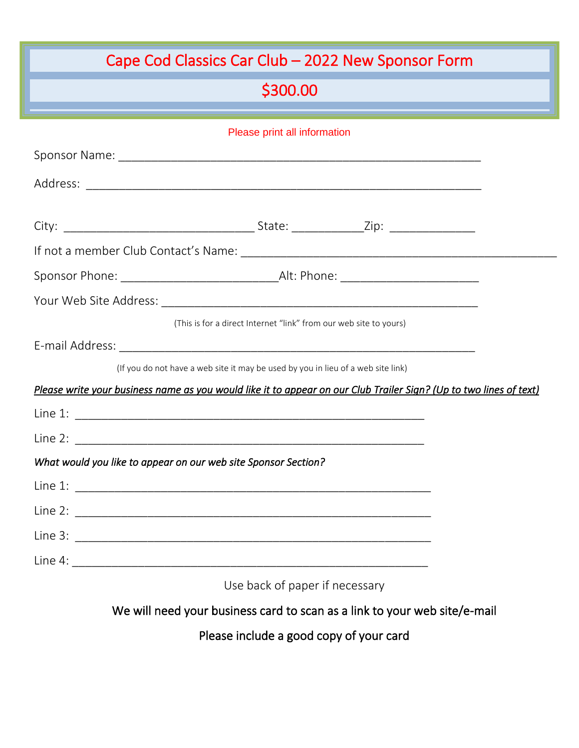# Cape Cod Classics Car Club – 2022 New Sponsor Form

## $300.00

Please print all information

Sponsor Name: ___________________________________________________________

Address: _________________________________________________________________

City: _______________________________ State: ___________Zip: ______________

If not a member Club Contact's Name: ____________________________________________________

Sponsor Phone: __________________________Alt: Phone: _______________________

Your Web Site Address: ____________________________________________________

(This is for a direct Internet "link" from our web site to yours)

E-mail Address: __________________________________________________________

(If you do not have a web site it may be used by you in lieu of a web site link)

***Please write your business name as you would like it to appear on our Club Trailer Sign? (Up to two lines of text)***

Line 1: _________________________________________________________

Line 2: _________________________________________________________

*What would you like to appear on our web site Sponsor Section?*

Line 1: __________________________________________________________

Line 2: __________________________________________________________

Line 3: __________________________________________________________

Line 4: __________________________________________________________

Use back of paper if necessary

We will need your business card to scan as a link to your web site/e-mail

Please include a good copy of your card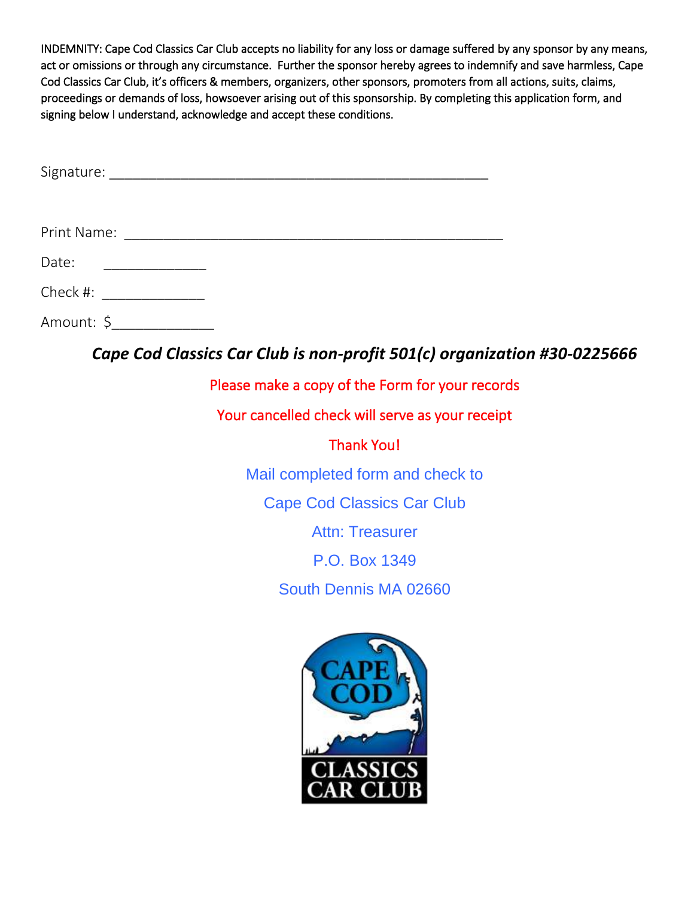INDEMNITY: Cape Cod Classics Car Club accepts no liability for any loss or damage suffered by any sponsor by any means, act or omissions or through any circumstance. Further the sponsor hereby agrees to indemnify and save harmless, Cape Cod Classics Car Club, it's officers & members, organizers, other sponsors, promoters from all actions, suits, claims, proceedings or demands of loss, howsoever arising out of this sponsorship. By completing this application form, and signing below I understand, acknowledge and accept these conditions.

Signature: ___________________________________________________

Print Name: ___________________________________________________

Date: _____________

Check #: _____________

Amount: $_____________

***Cape Cod Classics Car Club is non-profit 501(c) organization #30-0225666***

Please make a copy of the Form for your records

Your cancelled check will serve as your receipt

Thank You!

Mail completed form and check to

Cape Cod Classics Car Club

Attn: Treasurer

P.O. Box 1349

South Dennis MA 02660

CAPE COD
CLASSICS
CAR CLUB